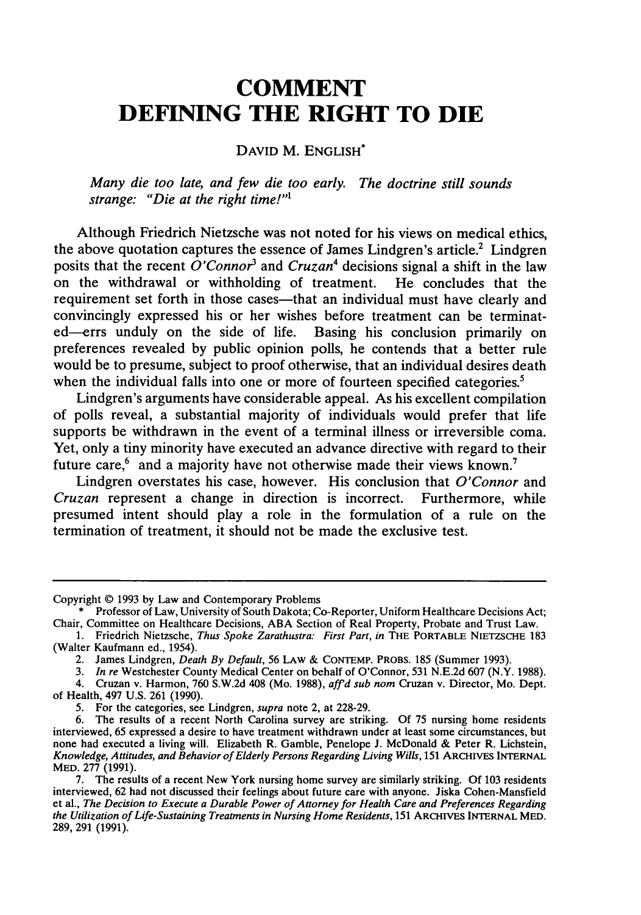# COMMENT
# DEFINING THE RIGHT TO DIE

DAVID M. ENGLISH*

*Many die too late, and few die too early. The doctrine still sounds strange: "Die at the right time!"*[1]

Although Friedrich Nietzsche was not noted for his views on medical ethics, the above quotation captures the essence of James Lindgren's article.[2] Lindgren posits that the recent *O'Connor*[3] and *Cruzan*[4] decisions signal a shift in the law on the withdrawal or withholding of treatment. He concludes that the requirement set forth in those cases—that an individual must have clearly and convincingly expressed his or her wishes before treatment can be terminated—errs unduly on the side of life. Basing his conclusion primarily on preferences revealed by public opinion polls, he contends that a better rule would be to presume, subject to proof otherwise, that an individual desires death when the individual falls into one or more of fourteen specified categories.[5]

Lindgren's arguments have considerable appeal. As his excellent compilation of polls reveal, a substantial majority of individuals would prefer that life supports be withdrawn in the event of a terminal illness or irreversible coma. Yet, only a tiny minority have executed an advance directive with regard to their future care,[6] and a majority have not otherwise made their views known.[7]

Lindgren overstates his case, however. His conclusion that *O'Connor* and *Cruzan* represent a change in direction is incorrect. Furthermore, while presumed intent should play a role in the formulation of a rule on the termination of treatment, it should not be made the exclusive test.

---

Copyright © 1993 by Law and Contemporary Problems

\* Professor of Law, University of South Dakota; Co-Reporter, Uniform Healthcare Decisions Act; Chair, Committee on Healthcare Decisions, ABA Section of Real Property, Probate and Trust Law.

1. Friedrich Nietzsche, *Thus Spoke Zarathustra: First Part*, *in* THE PORTABLE NIETZSCHE 183 (Walter Kaufmann ed., 1954).

2. James Lindgren, *Death By Default*, 56 LAW & CONTEMP. PROBS. 185 (Summer 1993).

3. *In re* Westchester County Medical Center on behalf of O'Connor, 531 N.E.2d 607 (N.Y. 1988).

4. Cruzan v. Harmon, 760 S.W.2d 408 (Mo. 1988), *aff'd sub nom* Cruzan v. Director, Mo. Dept. of Health, 497 U.S. 261 (1990).

5. For the categories, see Lindgren, *supra* note 2, at 228-29.

6. The results of a recent North Carolina survey are striking. Of 75 nursing home residents interviewed, 65 expressed a desire to have treatment withdrawn under at least some circumstances, but none had executed a living will. Elizabeth R. Gamble, Penelope J. McDonald & Peter R. Lichstein, *Knowledge, Attitudes, and Behavior of Elderly Persons Regarding Living Wills*, 151 ARCHIVES INTERNAL MED. 277 (1991).

7. The results of a recent New York nursing home survey are similarly striking. Of 103 residents interviewed, 62 had not discussed their feelings about future care with anyone. Jiska Cohen-Mansfield et al., *The Decision to Execute a Durable Power of Attorney for Health Care and Preferences Regarding the Utilization of Life-Sustaining Treatments in Nursing Home Residents*, 151 ARCHIVES INTERNAL MED. 289, 291 (1991).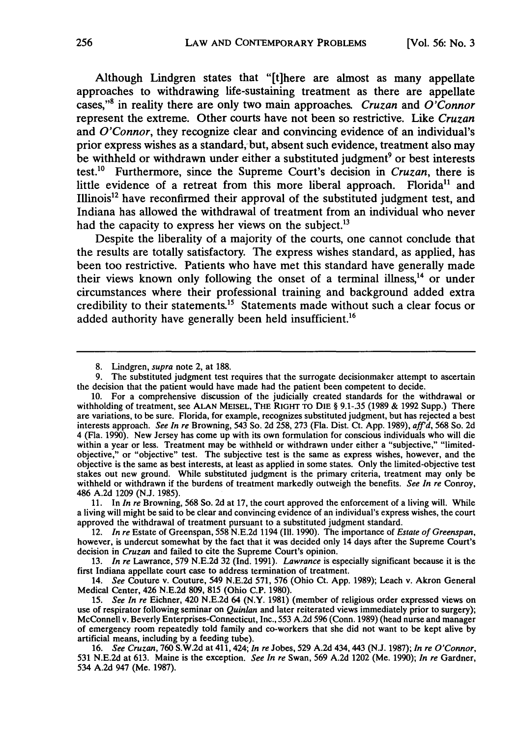Although Lindgren states that "[t]here are almost as many appellate approaches to withdrawing life-sustaining treatment as there are appellate cases,"[8] in reality there are only two main approaches. *Cruzan* and *O'Connor* represent the extreme. Other courts have not been so restrictive. Like *Cruzan* and *O'Connor*, they recognize clear and convincing evidence of an individual's prior express wishes as a standard, but, absent such evidence, treatment also may be withheld or withdrawn under either a substituted judgment[9] or best interests test.[10] Furthermore, since the Supreme Court's decision in *Cruzan*, there is little evidence of a retreat from this more liberal approach. Florida[11] and Illinois[12] have reconfirmed their approval of the substituted judgment test, and Indiana has allowed the withdrawal of treatment from an individual who never had the capacity to express her views on the subject.[13]

Despite the liberality of a majority of the courts, one cannot conclude that the results are totally satisfactory. The express wishes standard, as applied, has been too restrictive. Patients who have met this standard have generally made their views known only following the onset of a terminal illness,[14] or under circumstances where their professional training and background added extra credibility to their statements.[15] Statements made without such a clear focus or added authority have generally been held insufficient.[16]

---

8. Lindgren, *supra* note 2, at 188.

9. The substituted judgment test requires that the surrogate decisionmaker attempt to ascertain the decision that the patient would have made had the patient been competent to decide.

10. For a comprehensive discussion of the judicially created standards for the withdrawal or withholding of treatment, see ALAN MEISEL, THE RIGHT TO DIE § 9.1-.35 (1989 & 1992 Supp.) There are variations, to be sure. Florida, for example, recognizes substituted judgment, but has rejected a best interests approach. *See In re* Browning, 543 So. 2d 258, 273 (Fla. Dist. Ct. App. 1989), *aff'd*, 568 So. 2d 4 (Fla. 1990). New Jersey has come up with its own formulation for conscious individuals who will die within a year or less. Treatment may be withheld or withdrawn under either a "subjective," "limited-objective," or "objective" test. The subjective test is the same as express wishes, however, and the objective is the same as best interests, at least as applied in some states. Only the limited-objective test stakes out new ground. While substituted judgment is the primary criteria, treatment may only be withheld or withdrawn if the burdens of treatment markedly outweigh the benefits. *See In re* Conroy, 486 A.2d 1209 (N.J. 1985).

11. In *In re* Browning, 568 So. 2d at 17, the court approved the enforcement of a living will. While a living will might be said to be clear and convincing evidence of an individual's express wishes, the court approved the withdrawal of treatment pursuant to a substituted judgment standard.

12. *In re* Estate of Greenspan, 558 N.E.2d 1194 (Ill. 1990). The importance of *Estate of Greenspan*, however, is undercut somewhat by the fact that it was decided only 14 days after the Supreme Court's decision in *Cruzan* and failed to cite the Supreme Court's opinion.

13. *In re* Lawrance, 579 N.E.2d 32 (Ind. 1991). *Lawrance* is especially significant because it is the first Indiana appellate court case to address termination of treatment.

14. *See* Couture v. Couture, 549 N.E.2d 571, 576 (Ohio Ct. App. 1989); Leach v. Akron General Medical Center, 426 N.E.2d 809, 815 (Ohio C.P. 1980).

15. *See In re* Eichner, 420 N.E.2d 64 (N.Y. 1981) (member of religious order expressed views on use of respirator following seminar on *Quinlan* and later reiterated views immediately prior to surgery); McConnell v. Beverly Enterprises-Connecticut, Inc., 553 A.2d 596 (Conn. 1989) (head nurse and manager of emergency room repeatedly told family and co-workers that she did not want to be kept alive by artificial means, including by a feeding tube).

16. *See Cruzan*, 760 S.W.2d at 411, 424; *In re* Jobes, 529 A.2d 434, 443 (N.J. 1987); *In re O'Connor*, 531 N.E.2d at 613. Maine is the exception. *See In re* Swan, 569 A.2d 1202 (Me. 1990); *In re* Gardner, 534 A.2d 947 (Me. 1987).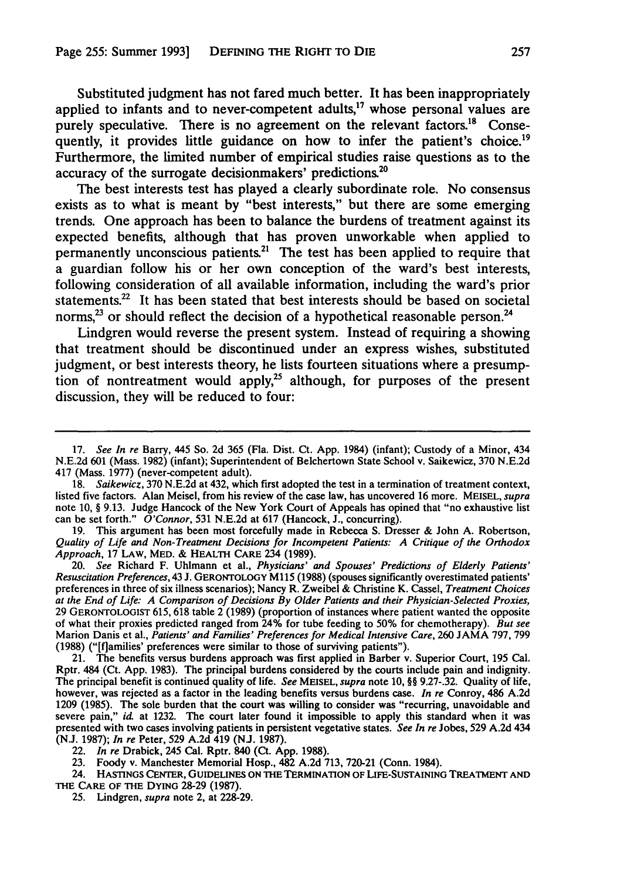Substituted judgment has not fared much better. It has been inappropriately applied to infants and to never-competent adults,[17] whose personal values are purely speculative. There is no agreement on the relevant factors.[18] Consequently, it provides little guidance on how to infer the patient's choice.[19] Furthermore, the limited number of empirical studies raise questions as to the accuracy of the surrogate decisionmakers' predictions.[20]

The best interests test has played a clearly subordinate role. No consensus exists as to what is meant by "best interests," but there are some emerging trends. One approach has been to balance the burdens of treatment against its expected benefits, although that has proven unworkable when applied to permanently unconscious patients.[21] The test has been applied to require that a guardian follow his or her own conception of the ward's best interests, following consideration of all available information, including the ward's prior statements.[22] It has been stated that best interests should be based on societal norms,[23] or should reflect the decision of a hypothetical reasonable person.[24]

Lindgren would reverse the present system. Instead of requiring a showing that treatment should be discontinued under an express wishes, substituted judgment, or best interests theory, he lists fourteen situations where a presumption of nontreatment would apply,[25] although, for purposes of the present discussion, they will be reduced to four:

---

17. *See In re* Barry, 445 So. 2d 365 (Fla. Dist. Ct. App. 1984) (infant); Custody of a Minor, 434 N.E.2d 601 (Mass. 1982) (infant); Superintendent of Belchertown State School v. Saikewicz, 370 N.E.2d 417 (Mass. 1977) (never-competent adult).

18. *Saikewicz*, 370 N.E.2d at 432, which first adopted the test in a termination of treatment context, listed five factors. Alan Meisel, from his review of the case law, has uncovered 16 more. MEISEL, *supra* note 10, § 9.13. Judge Hancock of the New York Court of Appeals has opined that "no exhaustive list can be set forth." *O'Connor*, 531 N.E.2d at 617 (Hancock, J., concurring).

19. This argument has been most forcefully made in Rebecca S. Dresser & John A. Robertson, *Quality of Life and Non-Treatment Decisions for Incompetent Patients: A Critique of the Orthodox Approach*, 17 LAW, MED. & HEALTH CARE 234 (1989).

20. *See* Richard F. Uhlmann et al., *Physicians' and Spouses' Predictions of Elderly Patients' Resuscitation Preferences*, 43 J. GERONTOLOGY M115 (1988) (spouses significantly overestimated patients' preferences in three of six illness scenarios); Nancy R. Zweibel & Christine K. Cassel, *Treatment Choices at the End of Life: A Comparison of Decisions By Older Patients and their Physician-Selected Proxies*, 29 GERONTOLOGIST 615, 618 table 2 (1989) (proportion of instances where patient wanted the opposite of what their proxies predicted ranged from 24% for tube feeding to 50% for chemotherapy). *But see* Marion Danis et al., *Patients' and Families' Preferences for Medical Intensive Care*, 260 JAMA 797, 799 (1988) ("[f]amilies' preferences were similar to those of surviving patients").

21. The benefits versus burdens approach was first applied in Barber v. Superior Court, 195 Cal. Rptr. 484 (Ct. App. 1983). The principal burdens considered by the courts include pain and indignity. The principal benefit is continued quality of life. *See* MEISEL, *supra* note 10, §§ 9.27-.32. Quality of life, however, was rejected as a factor in the leading benefits versus burdens case. *In re* Conroy, 486 A.2d 1209 (1985). The sole burden that the court was willing to consider was "recurring, unavoidable and severe pain," *id.* at 1232. The court later found it impossible to apply this standard when it was presented with two cases involving patients in persistent vegetative states. *See In re* Jobes, 529 A.2d 434 (N.J. 1987); *In re* Peter, 529 A.2d 419 (N.J. 1987).

22. *In re* Drabick, 245 Cal. Rptr. 840 (Ct. App. 1988).

23. Foody v. Manchester Memorial Hosp., 482 A.2d 713, 720-21 (Conn. 1984).

24. HASTINGS CENTER, GUIDELINES ON THE TERMINATION OF LIFE-SUSTAINING TREATMENT AND THE CARE OF THE DYING 28-29 (1987).

25. Lindgren, *supra* note 2, at 228-29.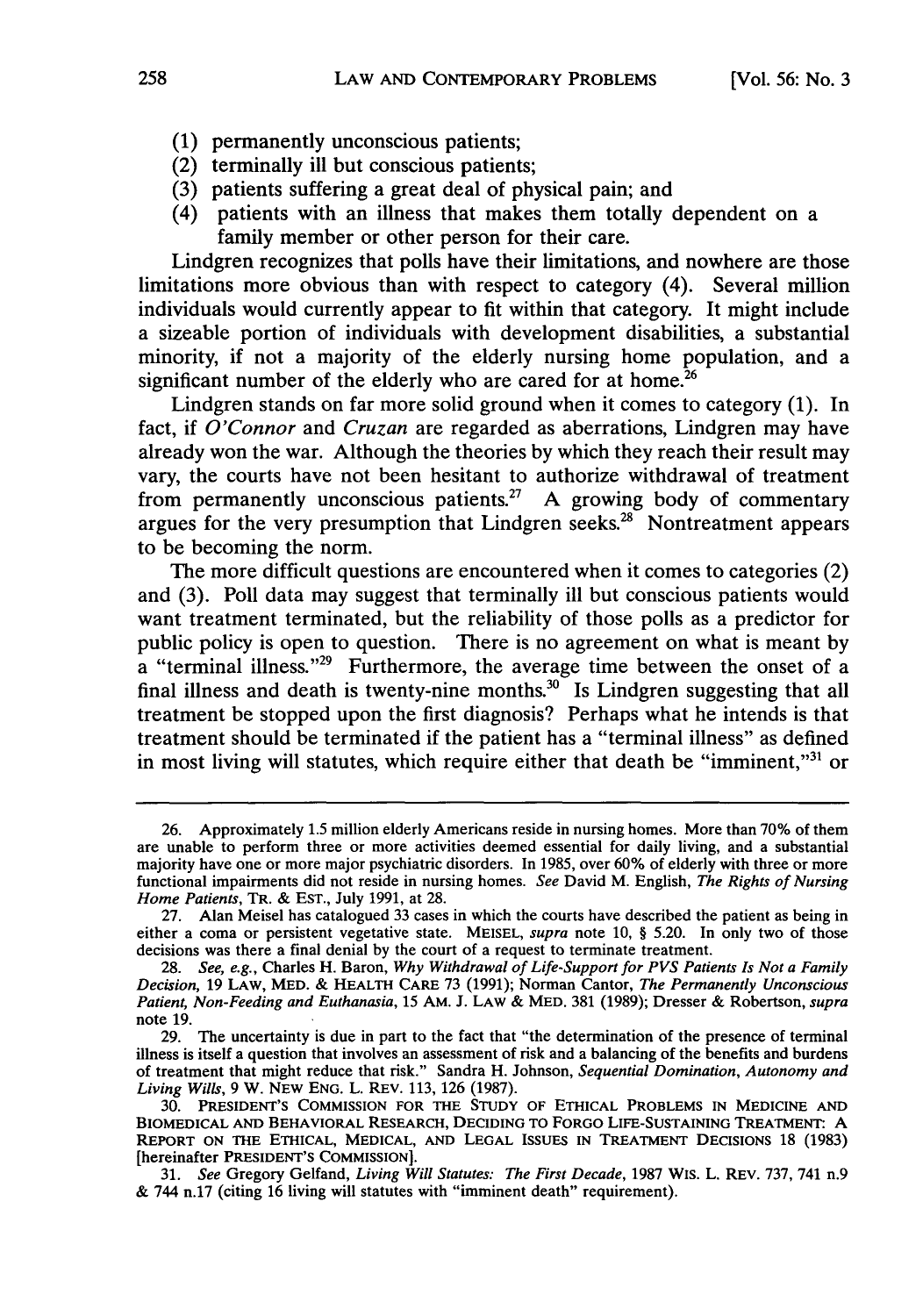(1) permanently unconscious patients;
(2) terminally ill but conscious patients;
(3) patients suffering a great deal of physical pain; and
(4) patients with an illness that makes them totally dependent on a family member or other person for their care.

Lindgren recognizes that polls have their limitations, and nowhere are those limitations more obvious than with respect to category (4). Several million individuals would currently appear to fit within that category. It might include a sizeable portion of individuals with development disabilities, a substantial minority, if not a majority of the elderly nursing home population, and a significant number of the elderly who are cared for at home.[26]

Lindgren stands on far more solid ground when it comes to category (1). In fact, if *O'Connor* and *Cruzan* are regarded as aberrations, Lindgren may have already won the war. Although the theories by which they reach their result may vary, the courts have not been hesitant to authorize withdrawal of treatment from permanently unconscious patients.[27] A growing body of commentary argues for the very presumption that Lindgren seeks.[28] Nontreatment appears to be becoming the norm.

The more difficult questions are encountered when it comes to categories (2) and (3). Poll data may suggest that terminally ill but conscious patients would want treatment terminated, but the reliability of those polls as a predictor for public policy is open to question. There is no agreement on what is meant by a "terminal illness."[29] Furthermore, the average time between the onset of a final illness and death is twenty-nine months.[30] Is Lindgren suggesting that all treatment be stopped upon the first diagnosis? Perhaps what he intends is that treatment should be terminated if the patient has a "terminal illness" as defined in most living will statutes, which require either that death be "imminent,"[31] or

---

26. Approximately 1.5 million elderly Americans reside in nursing homes. More than 70% of them are unable to perform three or more activities deemed essential for daily living, and a substantial majority have one or more major psychiatric disorders. In 1985, over 60% of elderly with three or more functional impairments did not reside in nursing homes. *See* David M. English, *The Rights of Nursing Home Patients*, TR. & EST., July 1991, at 28.

27. Alan Meisel has catalogued 33 cases in which the courts have described the patient as being in either a coma or persistent vegetative state. MEISEL, *supra* note 10, § 5.20. In only two of those decisions was there a final denial by the court of a request to terminate treatment.

28. *See, e.g.*, Charles H. Baron, *Why Withdrawal of Life-Support for PVS Patients Is Not a Family Decision*, 19 LAW, MED. & HEALTH CARE 73 (1991); Norman Cantor, *The Permanently Unconscious Patient, Non-Feeding and Euthanasia*, 15 AM. J. LAW & MED. 381 (1989); Dresser & Robertson, *supra* note 19.

29. The uncertainty is due in part to the fact that "the determination of the presence of terminal illness is itself a question that involves an assessment of risk and a balancing of the benefits and burdens of treatment that might reduce that risk." Sandra H. Johnson, *Sequential Domination, Autonomy and Living Wills*, 9 W. NEW ENG. L. REV. 113, 126 (1987).

30. PRESIDENT'S COMMISSION FOR THE STUDY OF ETHICAL PROBLEMS IN MEDICINE AND BIOMEDICAL AND BEHAVIORAL RESEARCH, DECIDING TO FORGO LIFE-SUSTAINING TREATMENT: A REPORT ON THE ETHICAL, MEDICAL, AND LEGAL ISSUES IN TREATMENT DECISIONS 18 (1983) [hereinafter PRESIDENT'S COMMISSION].

31. *See* Gregory Gelfand, *Living Will Statutes: The First Decade*, 1987 WIS. L. REV. 737, 741 n.9 & 744 n.17 (citing 16 living will statutes with "imminent death" requirement).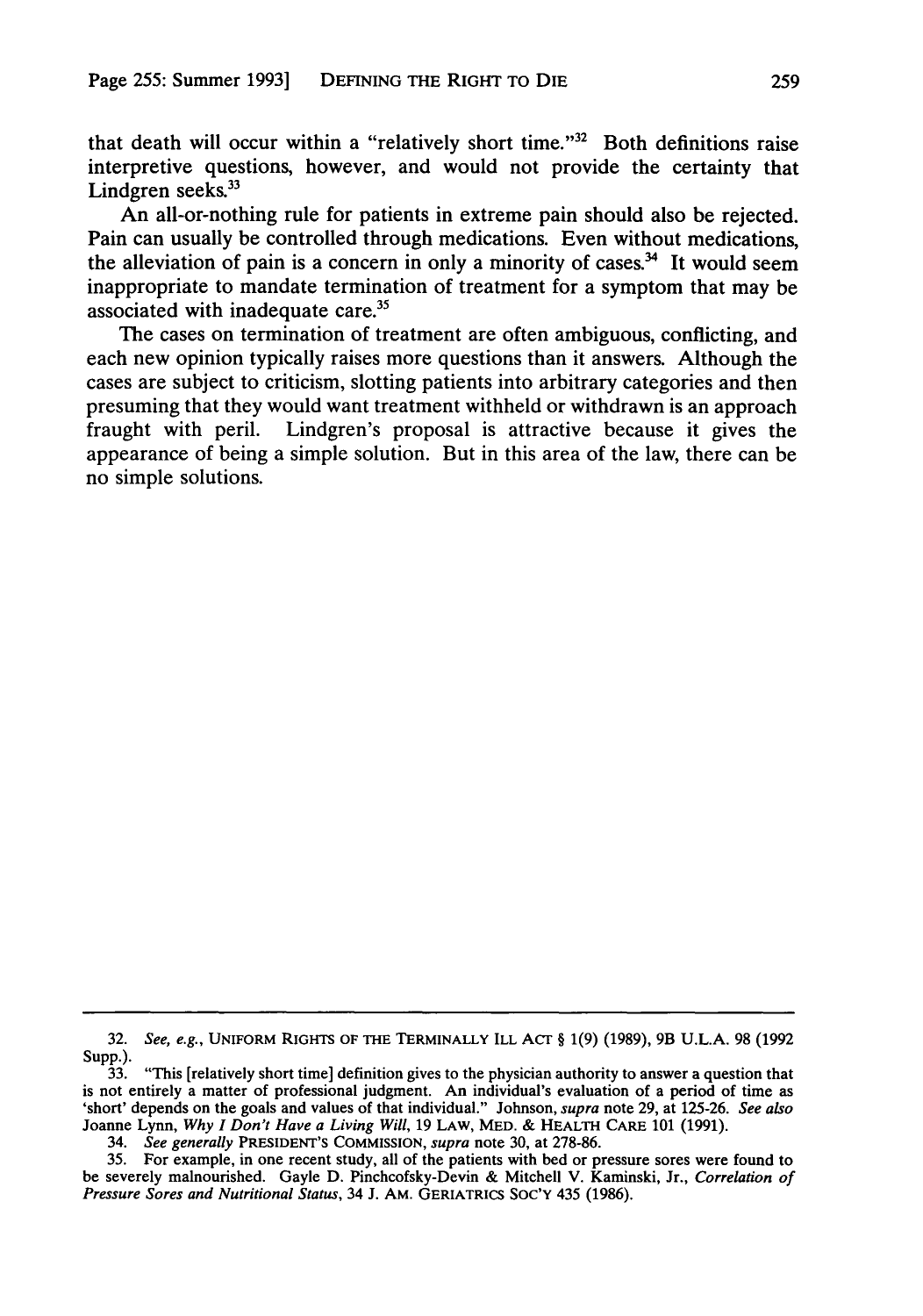that death will occur within a "relatively short time."[32] Both definitions raise interpretive questions, however, and would not provide the certainty that Lindgren seeks.[33]

An all-or-nothing rule for patients in extreme pain should also be rejected. Pain can usually be controlled through medications. Even without medications, the alleviation of pain is a concern in only a minority of cases.[34] It would seem inappropriate to mandate termination of treatment for a symptom that may be associated with inadequate care.[35]

The cases on termination of treatment are often ambiguous, conflicting, and each new opinion typically raises more questions than it answers. Although the cases are subject to criticism, slotting patients into arbitrary categories and then presuming that they would want treatment withheld or withdrawn is an approach fraught with peril. Lindgren's proposal is attractive because it gives the appearance of being a simple solution. But in this area of the law, there can be no simple solutions.

---

32. *See, e.g.*, UNIFORM RIGHTS OF THE TERMINALLY ILL ACT § 1(9) (1989), 9B U.L.A. 98 (1992 Supp.).

33. "This [relatively short time] definition gives to the physician authority to answer a question that is not entirely a matter of professional judgment. An individual's evaluation of a period of time as 'short' depends on the goals and values of that individual." Johnson, *supra* note 29, at 125-26. *See also* Joanne Lynn, *Why I Don't Have a Living Will*, 19 LAW, MED. & HEALTH CARE 101 (1991).

34. *See generally* PRESIDENT'S COMMISSION, *supra* note 30, at 278-86.

35. For example, in one recent study, all of the patients with bed or pressure sores were found to be severely malnourished. Gayle D. Pinchcofsky-Devin & Mitchell V. Kaminski, Jr., *Correlation of Pressure Sores and Nutritional Status*, 34 J. AM. GERIATRICS SOC'Y 435 (1986).